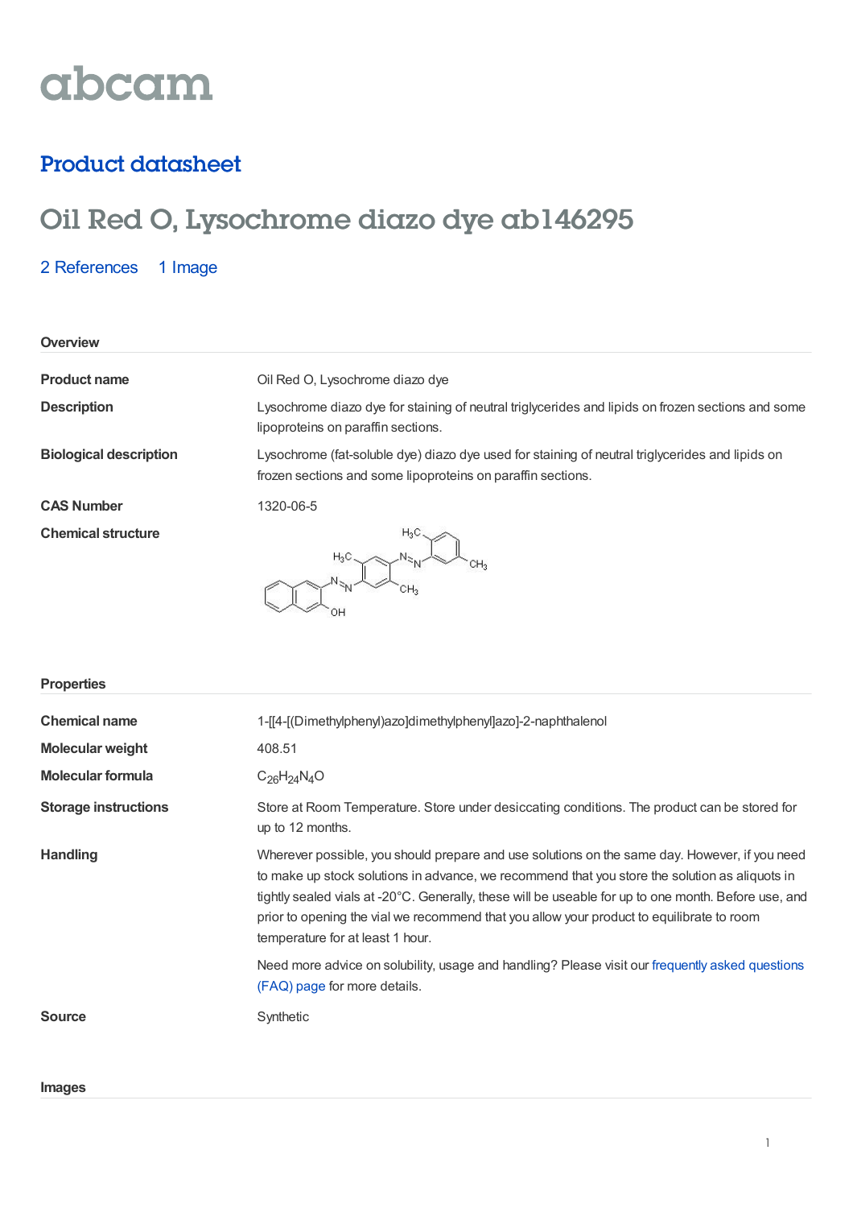abcam

## Product datasheet

# Oil Red O, Lysochrome diazo dye ab146295

2 References 1 Image

### Overview

**Product name** Oil Red O, Lysochrome diazo dye

**Description** Lysochrome diazo dye for staining of neutral triglycerides and lipids on frozen sections and some lipoproteins on paraffin sections.

**Biological description** Lysochrome (fat-soluble dye) diazo dye used for staining of neutral triglycerides and lipids on frozen sections and some lipoproteins on paraffin sections.

**CAS Number** 1320-06-5

**Chemical structure**

### Properties

**Chemical name** 1-[[4-[(Dimethylphenyl)azo]dimethylphenyl]azo]-2-naphthalenol

**Molecular weight** 408.51

**Molecular formula** $C_{26}H_{24}N_4O$

**Storage instructions** Store at Room Temperature. Store under desiccating conditions. The product can be stored for up to 12 months.

**Handling** Wherever possible, you should prepare and use solutions on the same day. However, if you need to make up stock solutions in advance, we recommend that you store the solution as aliquots in tightly sealed vials at -20°C. Generally, these will be useable for up to one month. Before use, and prior to opening the vial we recommend that you allow your product to equilibrate to room temperature for at least 1 hour.

Need more advice on solubility, usage and handling? Please visit our frequently asked questions (FAQ) page for more details.

**Source** Synthetic

### Images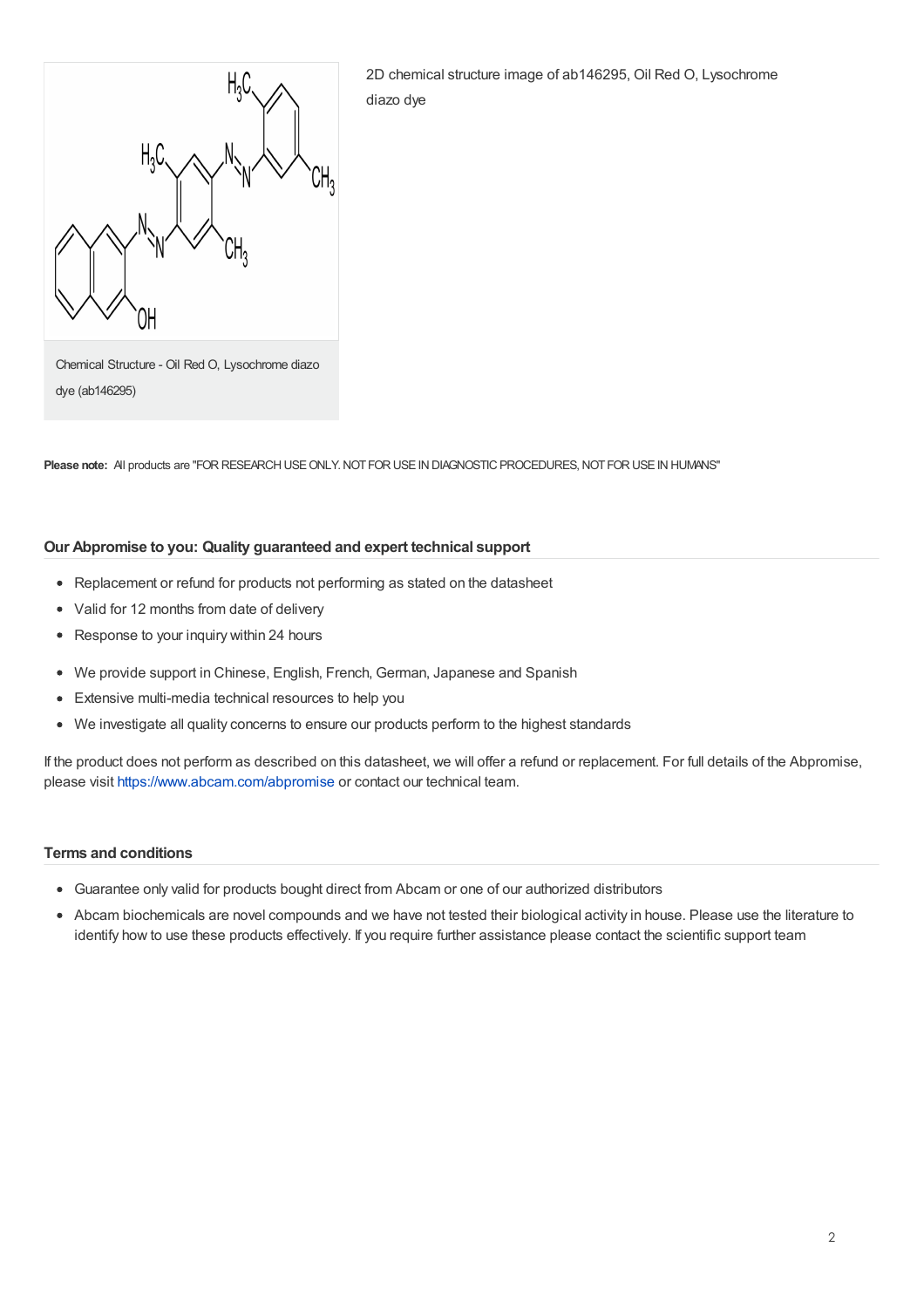2D chemical structure image of ab146295, Oil Red O, Lysochrome diazo dye

Chemical Structure - Oil Red O, Lysochrome diazo dye (ab146295)

**Please note:** All products are "FOR RESEARCH USE ONLY. NOT FOR USE IN DIAGNOSTIC PROCEDURES, NOT FOR USE IN HUMANS"

### Our Abpromise to you: Quality guaranteed and expert technical support

- Replacement or refund for products not performing as stated on the datasheet
- Valid for 12 months from date of delivery
- Response to your inquiry within 24 hours

- We provide support in Chinese, English, French, German, Japanese and Spanish
- Extensive multi-media technical resources to help you
- We investigate all quality concerns to ensure our products perform to the highest standards

If the product does not perform as described on this datasheet, we will offer a refund or replacement. For full details of the Abpromise, please visit https://www.abcam.com/abpromise or contact our technical team.

### Terms and conditions

- Guarantee only valid for products bought direct from Abcam or one of our authorized distributors
- Abcam biochemicals are novel compounds and we have not tested their biological activity in house. Please use the literature to identify how to use these products effectively. If you require further assistance please contact the scientific support team